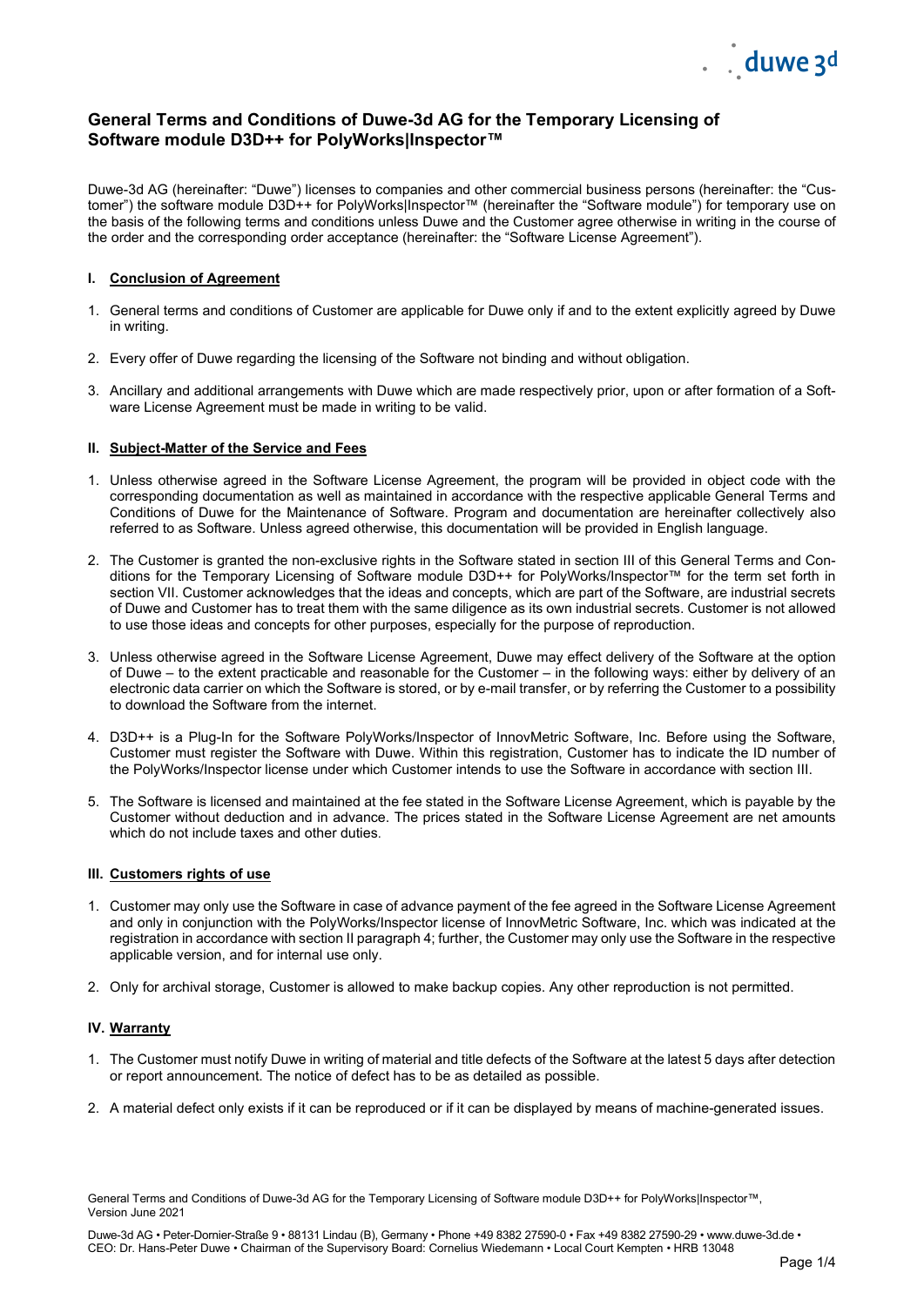# General Terms and Conditions of Duwe-3d AG for the Temporary Licensing of Software module D3D++ for PolyWorks|Inspector™

Duwe-3d AG (hereinafter: "Duwe") licenses to companies and other commercial business persons (hereinafter: the "Customer") the software module D3D++ for PolyWorks|Inspector™ (hereinafter the "Software module") for temporary use on the basis of the following terms and conditions unless Duwe and the Customer agree otherwise in writing in the course of the order and the corresponding order acceptance (hereinafter: the "Software License Agreement").

## I. Conclusion of Agreement

1. General terms and conditions of Customer are applicable for Duwe only if and to the extent explicitly agreed by Duwe in writing.
2. Every offer of Duwe regarding the licensing of the Software not binding and without obligation.
3. Ancillary and additional arrangements with Duwe which are made respectively prior, upon or after formation of a Software License Agreement must be made in writing to be valid.

## II. Subject-Matter of the Service and Fees

1. Unless otherwise agreed in the Software License Agreement, the program will be provided in object code with the corresponding documentation as well as maintained in accordance with the respective applicable General Terms and Conditions of Duwe for the Maintenance of Software. Program and documentation are hereinafter collectively also referred to as Software. Unless agreed otherwise, this documentation will be provided in English language.
2. The Customer is granted the non-exclusive rights in the Software stated in section III of this General Terms and Conditions for the Temporary Licensing of Software module D3D++ for PolyWorks/Inspector™ for the term set forth in section VII. Customer acknowledges that the ideas and concepts, which are part of the Software, are industrial secrets of Duwe and Customer has to treat them with the same diligence as its own industrial secrets. Customer is not allowed to use those ideas and concepts for other purposes, especially for the purpose of reproduction.
3. Unless otherwise agreed in the Software License Agreement, Duwe may effect delivery of the Software at the option of Duwe – to the extent practicable and reasonable for the Customer – in the following ways: either by delivery of an electronic data carrier on which the Software is stored, or by e-mail transfer, or by referring the Customer to a possibility to download the Software from the internet.
4. D3D++ is a Plug-In for the Software PolyWorks/Inspector of InnovMetric Software, Inc. Before using the Software, Customer must register the Software with Duwe. Within this registration, Customer has to indicate the ID number of the PolyWorks/Inspector license under which Customer intends to use the Software in accordance with section III.
5. The Software is licensed and maintained at the fee stated in the Software License Agreement, which is payable by the Customer without deduction and in advance. The prices stated in the Software License Agreement are net amounts which do not include taxes and other duties.

## III. Customers rights of use

1. Customer may only use the Software in case of advance payment of the fee agreed in the Software License Agreement and only in conjunction with the PolyWorks/Inspector license of InnovMetric Software, Inc. which was indicated at the registration in accordance with section II paragraph 4; further, the Customer may only use the Software in the respective applicable version, and for internal use only.
2. Only for archival storage, Customer is allowed to make backup copies. Any other reproduction is not permitted.

## IV. Warranty

1. The Customer must notify Duwe in writing of material and title defects of the Software at the latest 5 days after detection or report announcement. The notice of defect has to be as detailed as possible.
2. A material defect only exists if it can be reproduced or if it can be displayed by means of machine-generated issues.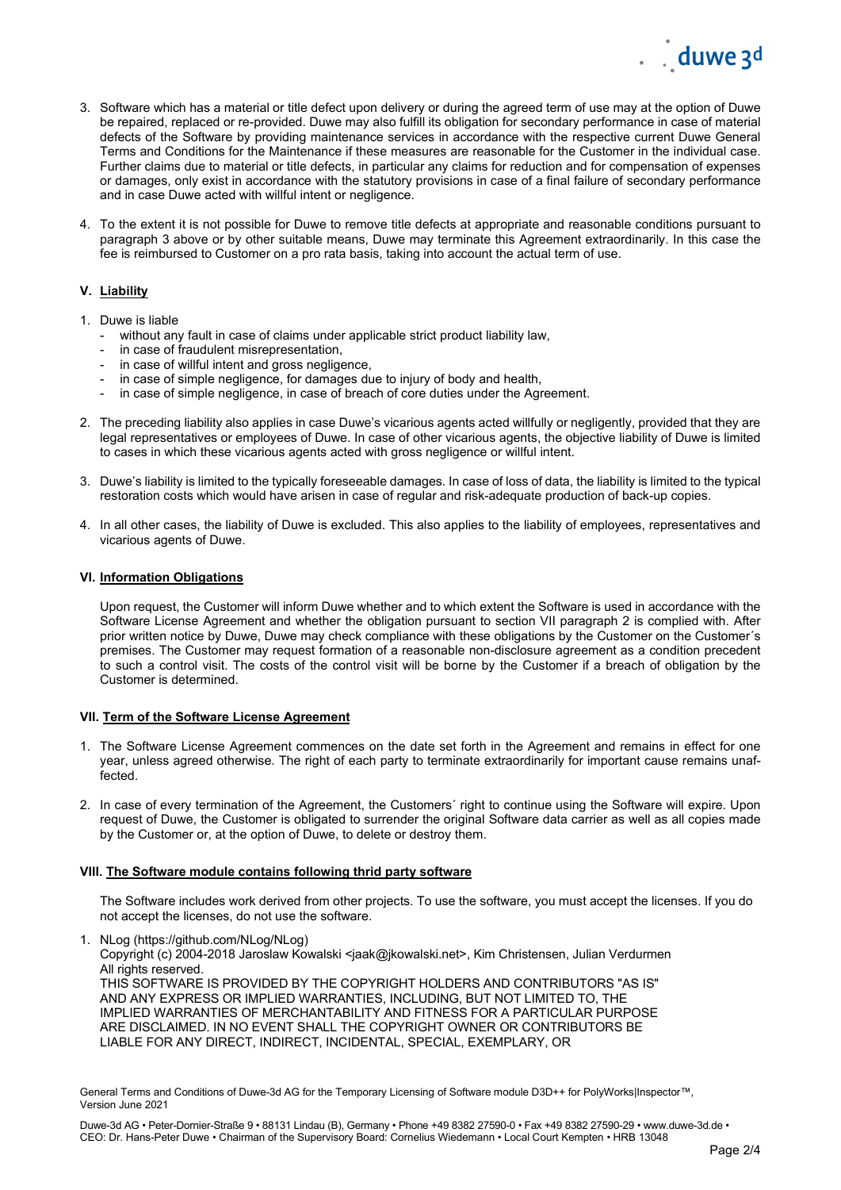3. Software which has a material or title defect upon delivery or during the agreed term of use may at the option of Duwe be repaired, replaced or re-provided. Duwe may also fulfill its obligation for secondary performance in case of material defects of the Software by providing maintenance services in accordance with the respective current Duwe General Terms and Conditions for the Maintenance if these measures are reasonable for the Customer in the individual case. Further claims due to material or title defects, in particular any claims for reduction and for compensation of expenses or damages, only exist in accordance with the statutory provisions in case of a final failure of secondary performance and in case Duwe acted with willful intent or negligence.

4. To the extent it is not possible for Duwe to remove title defects at appropriate and reasonable conditions pursuant to paragraph 3 above or by other suitable means, Duwe may terminate this Agreement extraordinarily. In this case the fee is reimbursed to Customer on a pro rata basis, taking into account the actual term of use.

## V. Liability

1. Duwe is liable
   - without any fault in case of claims under applicable strict product liability law,
   - in case of fraudulent misrepresentation,
   - in case of willful intent and gross negligence,
   - in case of simple negligence, for damages due to injury of body and health,
   - in case of simple negligence, in case of breach of core duties under the Agreement.

2. The preceding liability also applies in case Duwe's vicarious agents acted willfully or negligently, provided that they are legal representatives or employees of Duwe. In case of other vicarious agents, the objective liability of Duwe is limited to cases in which these vicarious agents acted with gross negligence or willful intent.

3. Duwe's liability is limited to the typically foreseeable damages. In case of loss of data, the liability is limited to the typical restoration costs which would have arisen in case of regular and risk-adequate production of back-up copies.

4. In all other cases, the liability of Duwe is excluded. This also applies to the liability of employees, representatives and vicarious agents of Duwe.

## VI. Information Obligations

Upon request, the Customer will inform Duwe whether and to which extent the Software is used in accordance with the Software License Agreement and whether the obligation pursuant to section VII paragraph 2 is complied with. After prior written notice by Duwe, Duwe may check compliance with these obligations by the Customer on the Customer´s premises. The Customer may request formation of a reasonable non-disclosure agreement as a condition precedent to such a control visit. The costs of the control visit will be borne by the Customer if a breach of obligation by the Customer is determined.

## VII. Term of the Software License Agreement

1. The Software License Agreement commences on the date set forth in the Agreement and remains in effect for one year, unless agreed otherwise. The right of each party to terminate extraordinarily for important cause remains unaffected.

2. In case of every termination of the Agreement, the Customers´ right to continue using the Software will expire. Upon request of Duwe, the Customer is obligated to surrender the original Software data carrier as well as all copies made by the Customer or, at the option of Duwe, to delete or destroy them.

## VIII. The Software module contains following thrid party software

The Software includes work derived from other projects. To use the software, you must accept the licenses. If you do not accept the licenses, do not use the software.

1. NLog (https://github.com/NLog/NLog)
   Copyright (c) 2004-2018 Jaroslaw Kowalski <jaak@jkowalski.net>, Kim Christensen, Julian Verdurmen
   All rights reserved.
   THIS SOFTWARE IS PROVIDED BY THE COPYRIGHT HOLDERS AND CONTRIBUTORS "AS IS" AND ANY EXPRESS OR IMPLIED WARRANTIES, INCLUDING, BUT NOT LIMITED TO, THE IMPLIED WARRANTIES OF MERCHANTABILITY AND FITNESS FOR A PARTICULAR PURPOSE ARE DISCLAIMED. IN NO EVENT SHALL THE COPYRIGHT OWNER OR CONTRIBUTORS BE LIABLE FOR ANY DIRECT, INDIRECT, INCIDENTAL, SPECIAL, EXEMPLARY, OR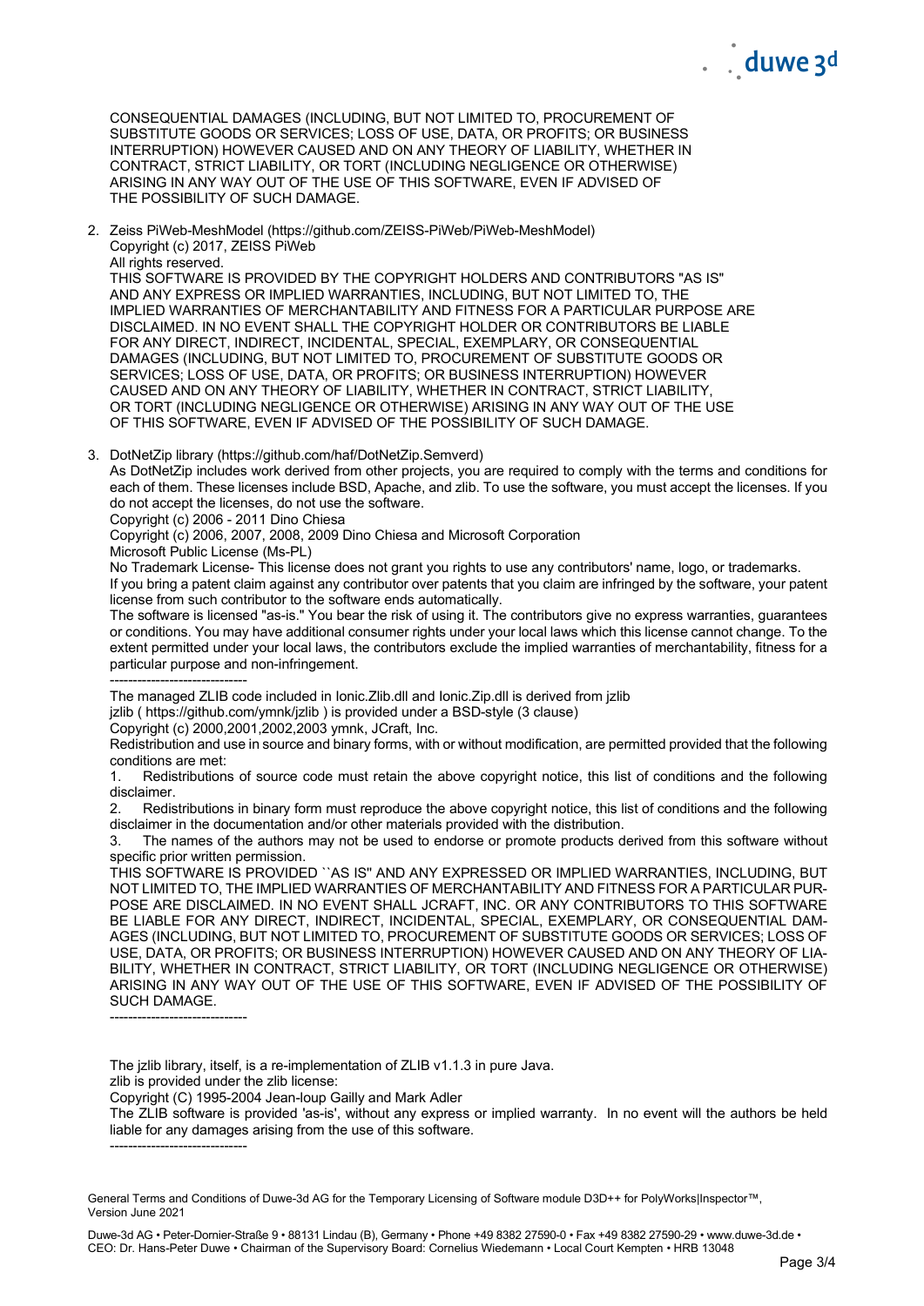CONSEQUENTIAL DAMAGES (INCLUDING, BUT NOT LIMITED TO, PROCUREMENT OF SUBSTITUTE GOODS OR SERVICES; LOSS OF USE, DATA, OR PROFITS; OR BUSINESS INTERRUPTION) HOWEVER CAUSED AND ON ANY THEORY OF LIABILITY, WHETHER IN CONTRACT, STRICT LIABILITY, OR TORT (INCLUDING NEGLIGENCE OR OTHERWISE) ARISING IN ANY WAY OUT OF THE USE OF THIS SOFTWARE, EVEN IF ADVISED OF THE POSSIBILITY OF SUCH DAMAGE.

2. Zeiss PiWeb-MeshModel (https://github.com/ZEISS-PiWeb/PiWeb-MeshModel)
   Copyright (c) 2017, ZEISS PiWeb
   All rights reserved.
   THIS SOFTWARE IS PROVIDED BY THE COPYRIGHT HOLDERS AND CONTRIBUTORS "AS IS" AND ANY EXPRESS OR IMPLIED WARRANTIES, INCLUDING, BUT NOT LIMITED TO, THE IMPLIED WARRANTIES OF MERCHANTABILITY AND FITNESS FOR A PARTICULAR PURPOSE ARE DISCLAIMED. IN NO EVENT SHALL THE COPYRIGHT HOLDER OR CONTRIBUTORS BE LIABLE FOR ANY DIRECT, INDIRECT, INCIDENTAL, SPECIAL, EXEMPLARY, OR CONSEQUENTIAL DAMAGES (INCLUDING, BUT NOT LIMITED TO, PROCUREMENT OF SUBSTITUTE GOODS OR SERVICES; LOSS OF USE, DATA, OR PROFITS; OR BUSINESS INTERRUPTION) HOWEVER CAUSED AND ON ANY THEORY OF LIABILITY, WHETHER IN CONTRACT, STRICT LIABILITY, OR TORT (INCLUDING NEGLIGENCE OR OTHERWISE) ARISING IN ANY WAY OUT OF THE USE OF THIS SOFTWARE, EVEN IF ADVISED OF THE POSSIBILITY OF SUCH DAMAGE.

3. DotNetZip library (https://github.com/haf/DotNetZip.Semverd)
   As DotNetZip includes work derived from other projects, you are required to comply with the terms and conditions for each of them. These licenses include BSD, Apache, and zlib. To use the software, you must accept the licenses. If you do not accept the licenses, do not use the software.
   Copyright (c) 2006 - 2011 Dino Chiesa
   Copyright (c) 2006, 2007, 2008, 2009 Dino Chiesa and Microsoft Corporation
   Microsoft Public License (Ms-PL)
   No Trademark License- This license does not grant you rights to use any contributors' name, logo, or trademarks.
   If you bring a patent claim against any contributor over patents that you claim are infringed by the software, your patent license from such contributor to the software ends automatically.
   The software is licensed "as-is." You bear the risk of using it. The contributors give no express warranties, guarantees or conditions. You may have additional consumer rights under your local laws which this license cannot change. To the extent permitted under your local laws, the contributors exclude the implied warranties of merchantability, fitness for a particular purpose and non-infringement.
   ------------------------------
   The managed ZLIB code included in Ionic.Zlib.dll and Ionic.Zip.dll is derived from jzlib
   jzlib ( https://github.com/ymnk/jzlib ) is provided under a BSD-style (3 clause)
   Copyright (c) 2000,2001,2002,2003 ymnk, JCraft, Inc.
   Redistribution and use in source and binary forms, with or without modification, are permitted provided that the following conditions are met:
   1. Redistributions of source code must retain the above copyright notice, this list of conditions and the following disclaimer.
   2. Redistributions in binary form must reproduce the above copyright notice, this list of conditions and the following disclaimer in the documentation and/or other materials provided with the distribution.
   3. The names of the authors may not be used to endorse or promote products derived from this software without specific prior written permission.
   THIS SOFTWARE IS PROVIDED ``AS IS'' AND ANY EXPRESSED OR IMPLIED WARRANTIES, INCLUDING, BUT NOT LIMITED TO, THE IMPLIED WARRANTIES OF MERCHANTABILITY AND FITNESS FOR A PARTICULAR PURPOSE ARE DISCLAIMED. IN NO EVENT SHALL JCRAFT, INC. OR ANY CONTRIBUTORS TO THIS SOFTWARE BE LIABLE FOR ANY DIRECT, INDIRECT, INCIDENTAL, SPECIAL, EXEMPLARY, OR CONSEQUENTIAL DAMAGES (INCLUDING, BUT NOT LIMITED TO, PROCUREMENT OF SUBSTITUTE GOODS OR SERVICES; LOSS OF USE, DATA, OR PROFITS; OR BUSINESS INTERRUPTION) HOWEVER CAUSED AND ON ANY THEORY OF LIABILITY, WHETHER IN CONTRACT, STRICT LIABILITY, OR TORT (INCLUDING NEGLIGENCE OR OTHERWISE) ARISING IN ANY WAY OUT OF THE USE OF THIS SOFTWARE, EVEN IF ADVISED OF THE POSSIBILITY OF SUCH DAMAGE.
   ------------------------------

   The jzlib library, itself, is a re-implementation of ZLIB v1.1.3 in pure Java.
   zlib is provided under the zlib license:
   Copyright (C) 1995-2004 Jean-loup Gailly and Mark Adler
   The ZLIB software is provided 'as-is', without any express or implied warranty. In no event will the authors be held liable for any damages arising from the use of this software.
   ------------------------------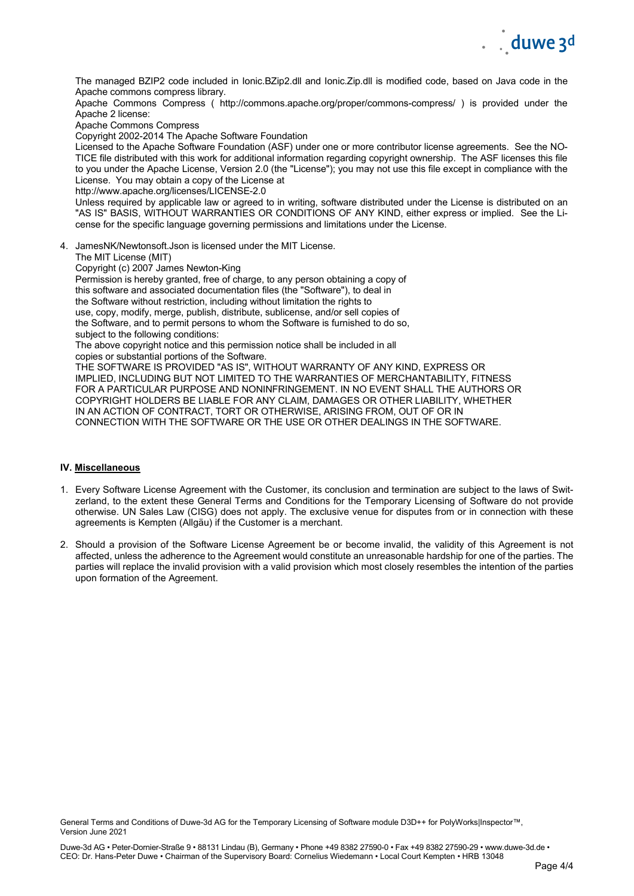The managed BZIP2 code included in Ionic.BZip2.dll and Ionic.Zip.dll is modified code, based on Java code in the Apache commons compress library.

Apache Commons Compress ( http://commons.apache.org/proper/commons-compress/ ) is provided under the Apache 2 license:

Apache Commons Compress

Copyright 2002-2014 The Apache Software Foundation

Licensed to the Apache Software Foundation (ASF) under one or more contributor license agreements. See the NOTICE file distributed with this work for additional information regarding copyright ownership. The ASF licenses this file to you under the Apache License, Version 2.0 (the "License"); you may not use this file except in compliance with the License. You may obtain a copy of the License at

http://www.apache.org/licenses/LICENSE-2.0

Unless required by applicable law or agreed to in writing, software distributed under the License is distributed on an "AS IS" BASIS, WITHOUT WARRANTIES OR CONDITIONS OF ANY KIND, either express or implied. See the License for the specific language governing permissions and limitations under the License.

4. JamesNK/Newtonsoft.Json is licensed under the MIT License.

   The MIT License (MIT)

   Copyright (c) 2007 James Newton-King

   Permission is hereby granted, free of charge, to any person obtaining a copy of this software and associated documentation files (the "Software"), to deal in the Software without restriction, including without limitation the rights to use, copy, modify, merge, publish, distribute, sublicense, and/or sell copies of the Software, and to permit persons to whom the Software is furnished to do so, subject to the following conditions:

   The above copyright notice and this permission notice shall be included in all copies or substantial portions of the Software.

   THE SOFTWARE IS PROVIDED "AS IS", WITHOUT WARRANTY OF ANY KIND, EXPRESS OR IMPLIED, INCLUDING BUT NOT LIMITED TO THE WARRANTIES OF MERCHANTABILITY, FITNESS FOR A PARTICULAR PURPOSE AND NONINFRINGEMENT. IN NO EVENT SHALL THE AUTHORS OR COPYRIGHT HOLDERS BE LIABLE FOR ANY CLAIM, DAMAGES OR OTHER LIABILITY, WHETHER IN AN ACTION OF CONTRACT, TORT OR OTHERWISE, ARISING FROM, OUT OF OR IN CONNECTION WITH THE SOFTWARE OR THE USE OR OTHER DEALINGS IN THE SOFTWARE.

## IV. Miscellaneous

1. Every Software License Agreement with the Customer, its conclusion and termination are subject to the laws of Switzerland, to the extent these General Terms and Conditions for the Temporary Licensing of Software do not provide otherwise. UN Sales Law (CISG) does not apply. The exclusive venue for disputes from or in connection with these agreements is Kempten (Allgäu) if the Customer is a merchant.

2. Should a provision of the Software License Agreement be or become invalid, the validity of this Agreement is not affected, unless the adherence to the Agreement would constitute an unreasonable hardship for one of the parties. The parties will replace the invalid provision with a valid provision which most closely resembles the intention of the parties upon formation of the Agreement.